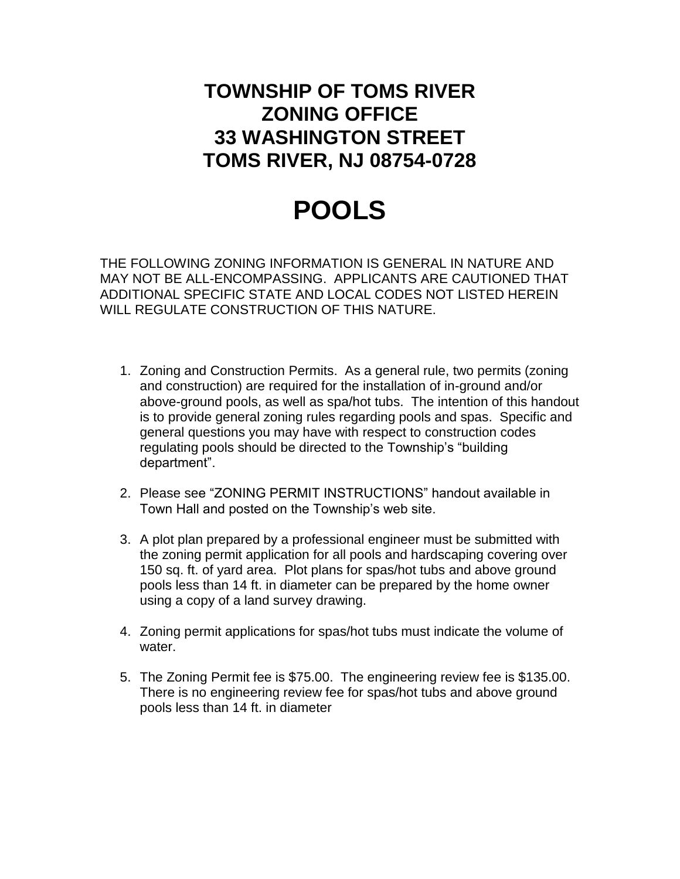# TOWNSHIP OF TOMS RIVER
# ZONING OFFICE
# 33 WASHINGTON STREET
# TOMS RIVER, NJ 08754-0728

# POOLS

THE FOLLOWING ZONING INFORMATION IS GENERAL IN NATURE AND MAY NOT BE ALL-ENCOMPASSING. APPLICANTS ARE CAUTIONED THAT ADDITIONAL SPECIFIC STATE AND LOCAL CODES NOT LISTED HEREIN WILL REGULATE CONSTRUCTION OF THIS NATURE.

1. Zoning and Construction Permits. As a general rule, two permits (zoning and construction) are required for the installation of in-ground and/or above-ground pools, as well as spa/hot tubs. The intention of this handout is to provide general zoning rules regarding pools and spas. Specific and general questions you may have with respect to construction codes regulating pools should be directed to the Township's "building department".

2. Please see "ZONING PERMIT INSTRUCTIONS" handout available in Town Hall and posted on the Township's web site.

3. A plot plan prepared by a professional engineer must be submitted with the zoning permit application for all pools and hardscaping covering over 150 sq. ft. of yard area. Plot plans for spas/hot tubs and above ground pools less than 14 ft. in diameter can be prepared by the home owner using a copy of a land survey drawing.

4. Zoning permit applications for spas/hot tubs must indicate the volume of water.

5. The Zoning Permit fee is $75.00. The engineering review fee is $135.00. There is no engineering review fee for spas/hot tubs and above ground pools less than 14 ft. in diameter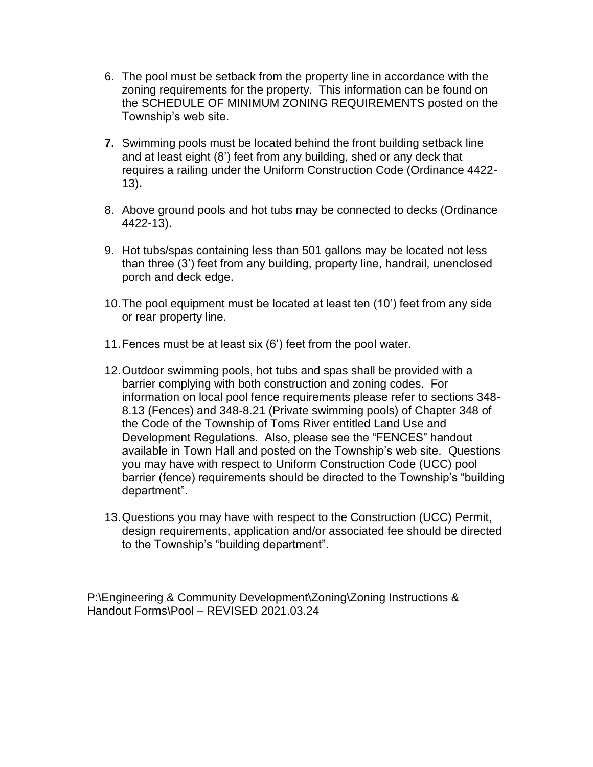6. The pool must be setback from the property line in accordance with the zoning requirements for the property. This information can be found on the SCHEDULE OF MINIMUM ZONING REQUIREMENTS posted on the Township's web site.

7. Swimming pools must be located behind the front building setback line and at least eight (8') feet from any building, shed or any deck that requires a railing under the Uniform Construction Code (Ordinance 4422-13).

8. Above ground pools and hot tubs may be connected to decks (Ordinance 4422-13).

9. Hot tubs/spas containing less than 501 gallons may be located not less than three (3') feet from any building, property line, handrail, unenclosed porch and deck edge.

10. The pool equipment must be located at least ten (10') feet from any side or rear property line.

11. Fences must be at least six (6') feet from the pool water.

12. Outdoor swimming pools, hot tubs and spas shall be provided with a barrier complying with both construction and zoning codes. For information on local pool fence requirements please refer to sections 348-8.13 (Fences) and 348-8.21 (Private swimming pools) of Chapter 348 of the Code of the Township of Toms River entitled Land Use and Development Regulations. Also, please see the "FENCES" handout available in Town Hall and posted on the Township's web site. Questions you may have with respect to Uniform Construction Code (UCC) pool barrier (fence) requirements should be directed to the Township's "building department".

13. Questions you may have with respect to the Construction (UCC) Permit, design requirements, application and/or associated fee should be directed to the Township's "building department".

P:\Engineering & Community Development\Zoning\Zoning Instructions & Handout Forms\Pool – REVISED 2021.03.24